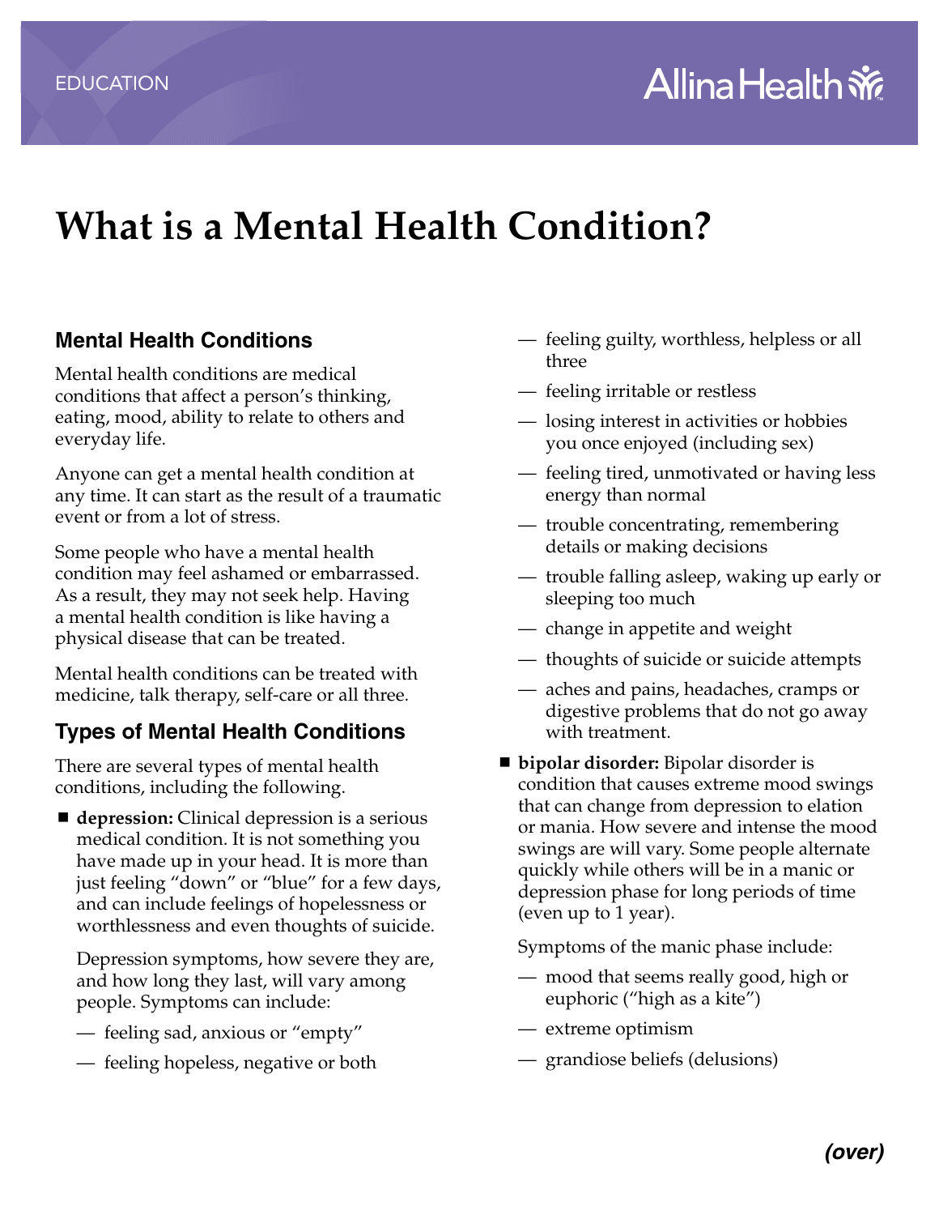# What is a Mental Health Condition?

## Mental Health Conditions

Mental health conditions are medical conditions that affect a person's thinking, eating, mood, ability to relate to others and everyday life.

Anyone can get a mental health condition at any time. It can start as the result of a traumatic event or from a lot of stress.

Some people who have a mental health condition may feel ashamed or embarrassed. As a result, they may not seek help. Having a mental health condition is like having a physical disease that can be treated.

Mental health conditions can be treated with medicine, talk therapy, self-care or all three.

## Types of Mental Health Conditions

There are several types of mental health conditions, including the following.

- **depression:** Clinical depression is a serious medical condition. It is not something you have made up in your head. It is more than just feeling "down" or "blue" for a few days, and can include feelings of hopelessness or worthlessness and even thoughts of suicide.

  Depression symptoms, how severe they are, and how long they last, will vary among people. Symptoms can include:

  — feeling sad, anxious or "empty"

  — feeling hopeless, negative or both

  — feeling guilty, worthless, helpless or all three

  — feeling irritable or restless

  — losing interest in activities or hobbies you once enjoyed (including sex)

  — feeling tired, unmotivated or having less energy than normal

  — trouble concentrating, remembering details or making decisions

  — trouble falling asleep, waking up early or sleeping too much

  — change in appetite and weight

  — thoughts of suicide or suicide attempts

  — aches and pains, headaches, cramps or digestive problems that do not go away with treatment.

- **bipolar disorder:** Bipolar disorder is condition that causes extreme mood swings that can change from depression to elation or mania. How severe and intense the mood swings are will vary. Some people alternate quickly while others will be in a manic or depression phase for long periods of time (even up to 1 year).

  Symptoms of the manic phase include:

  — mood that seems really good, high or euphoric ("high as a kite")

  — extreme optimism

  — grandiose beliefs (delusions)

***(over)***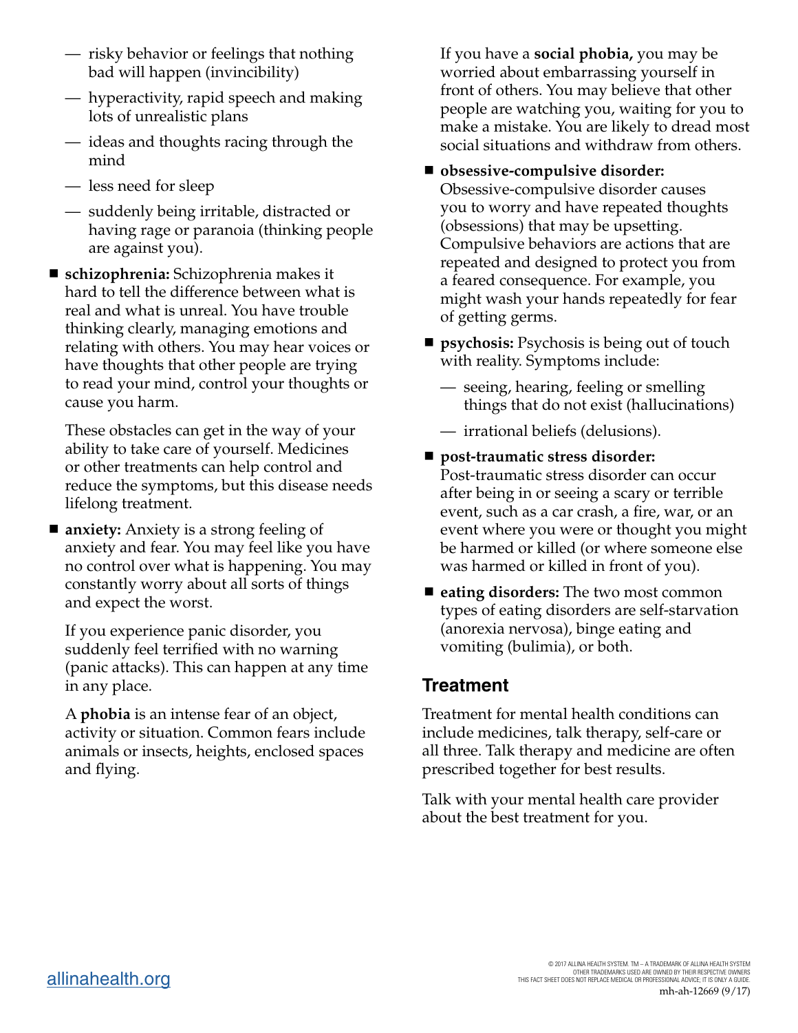- risky behavior or feelings that nothing bad will happen (invincibility)
- hyperactivity, rapid speech and making lots of unrealistic plans
- ideas and thoughts racing through the mind
- less need for sleep
- suddenly being irritable, distracted or having rage or paranoia (thinking people are against you).

- **schizophrenia:** Schizophrenia makes it hard to tell the difference between what is real and what is unreal. You have trouble thinking clearly, managing emotions and relating with others. You may hear voices or have thoughts that other people are trying to read your mind, control your thoughts or cause you harm.

  These obstacles can get in the way of your ability to take care of yourself. Medicines or other treatments can help control and reduce the symptoms, but this disease needs lifelong treatment.

- **anxiety:** Anxiety is a strong feeling of anxiety and fear. You may feel like you have no control over what is happening. You may constantly worry about all sorts of things and expect the worst.

  If you experience panic disorder, you suddenly feel terrified with no warning (panic attacks). This can happen at any time in any place.

  A **phobia** is an intense fear of an object, activity or situation. Common fears include animals or insects, heights, enclosed spaces and flying.

  If you have a **social phobia,** you may be worried about embarrassing yourself in front of others. You may believe that other people are watching you, waiting for you to make a mistake. You are likely to dread most social situations and withdraw from others.

- **obsessive-compulsive disorder:** Obsessive-compulsive disorder causes you to worry and have repeated thoughts (obsessions) that may be upsetting. Compulsive behaviors are actions that are repeated and designed to protect you from a feared consequence. For example, you might wash your hands repeatedly for fear of getting germs.

- **psychosis:** Psychosis is being out of touch with reality. Symptoms include:
  - seeing, hearing, feeling or smelling things that do not exist (hallucinations)
  - irrational beliefs (delusions).

- **post-traumatic stress disorder:** Post-traumatic stress disorder can occur after being in or seeing a scary or terrible event, such as a car crash, a fire, war, or an event where you were or thought you might be harmed or killed (or where someone else was harmed or killed in front of you).

- **eating disorders:** The two most common types of eating disorders are self-starvation (anorexia nervosa), binge eating and vomiting (bulimia), or both.

## Treatment

Treatment for mental health conditions can include medicines, talk therapy, self-care or all three. Talk therapy and medicine are often prescribed together for best results.

Talk with your mental health care provider about the best treatment for you.

allinahealth.org

© 2017 ALLINA HEALTH SYSTEM. TM – A TRADEMARK OF ALLINA HEALTH SYSTEM
OTHER TRADEMARKS USED ARE OWNED BY THEIR RESPECTIVE OWNERS
THIS FACT SHEET DOES NOT REPLACE MEDICAL OR PROFESSIONAL ADVICE; IT IS ONLY A GUIDE.
mh-ah-12669 (9/17)